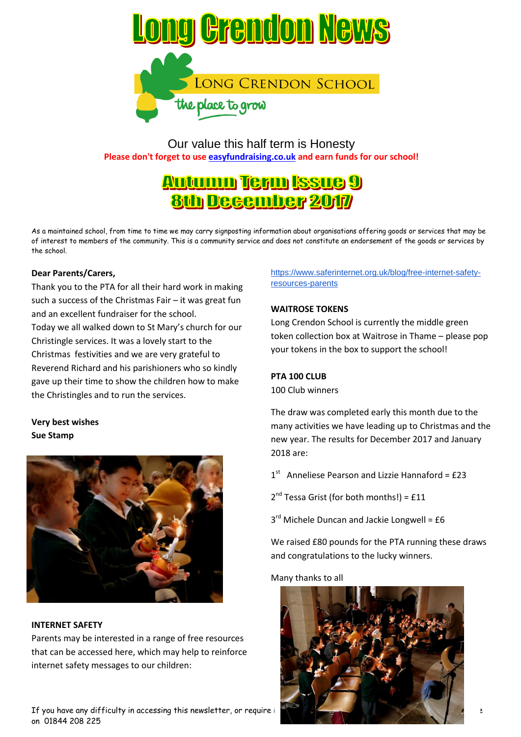# Long Crendon News

LONG CRENDON SCHOOL

the place to grow

Our value this half term is Honesty

**Please don't forget to use easyfundraising.co.uk and earn funds for our school!**

## Autumn Term Issue 9
## 8th December 2017

As a maintained school, from time to time we may carry signposting information about organisations offering goods or services that may be of interest to members of the community. This is a community service and does not constitute an endorsement of the goods or services by the school.

**Dear Parents/Carers,**

Thank you to the PTA for all their hard work in making such a success of the Christmas Fair – it was great fun and an excellent fundraiser for the school.

Today we all walked down to St Mary's church for our Christingle services. It was a lovely start to the Christmas festivities and we are very grateful to Reverend Richard and his parishioners who so kindly gave up their time to show the children how to make the Christingles and to run the services.

**Very best wishes**
**Sue Stamp**

**INTERNET SAFETY**

Parents may be interested in a range of free resources that can be accessed here, which may help to reinforce internet safety messages to our children:

https://www.saferinternet.org.uk/blog/free-internet-safety-resources-parents

**WAITROSE TOKENS**

Long Crendon School is currently the middle green token collection box at Waitrose in Thame – please pop your tokens in the box to support the school!

**PTA 100 CLUB**

100 Club winners

The draw was completed early this month due to the many activities we have leading up to Christmas and the new year. The results for December 2017 and January 2018 are:

1st Anneliese Pearson and Lizzie Hannaford = £23

2nd Tessa Grist (for both months!) = £11

3rd Michele Duncan and Jackie Longwell = £6

We raised £80 pounds for the PTA running these draws and congratulations to the lucky winners.

Many thanks to all

If you have any difficulty in accessing this newsletter, or require i... on 01844 208 225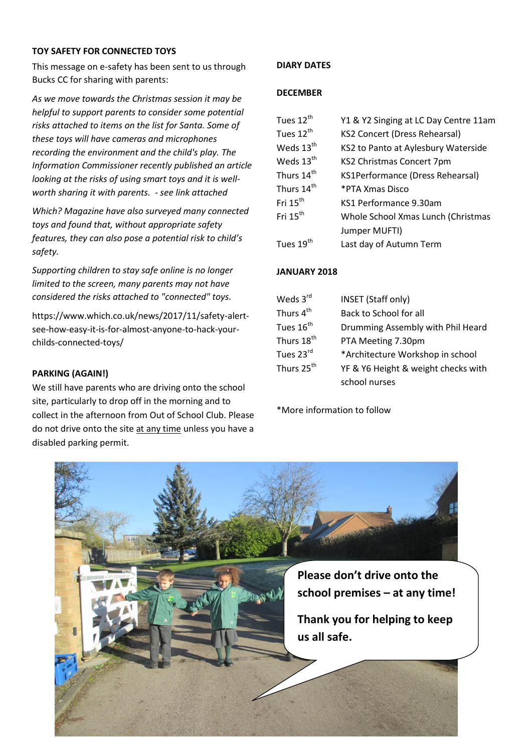## TOY SAFETY FOR CONNECTED TOYS

This message on e-safety has been sent to us through Bucks CC for sharing with parents:

*As we move towards the Christmas session it may be helpful to support parents to consider some potential risks attached to items on the list for Santa. Some of these toys will have cameras and microphones recording the environment and the child's play. The Information Commissioner recently published an article looking at the risks of using smart toys and it is well-worth sharing it with parents. - see link attached*

*Which? Magazine have also surveyed many connected toys and found that, without appropriate safety features, they can also pose a potential risk to child's safety.*

*Supporting children to stay safe online is no longer limited to the screen, many parents may not have considered the risks attached to "connected" toys.*

https://www.which.co.uk/news/2017/11/safety-alert-see-how-easy-it-is-for-almost-anyone-to-hack-your-childs-connected-toys/

## PARKING (AGAIN!)

We still have parents who are driving onto the school site, particularly to drop off in the morning and to collect in the afternoon from Out of School Club. Please do not drive onto the site <u>at any time</u> unless you have a disabled parking permit.

## DIARY DATES

### DECEMBER

| | |
|---|---|
| Tues 12th | Y1 & Y2 Singing at LC Day Centre 11am |
| Tues 12th | KS2 Concert (Dress Rehearsal) |
| Weds 13th | KS2 to Panto at Aylesbury Waterside |
| Weds 13th | KS2 Christmas Concert 7pm |
| Thurs 14th | KS1Performance (Dress Rehearsal) |
| Thurs 14th | *PTA Xmas Disco |
| Fri 15th | KS1 Performance 9.30am |
| Fri 15th | Whole School Xmas Lunch (Christmas Jumper MUFTI) |
| Tues 19th | Last day of Autumn Term |

### JANUARY 2018

| | |
|---|---|
| Weds 3rd | INSET (Staff only) |
| Thurs 4th | Back to School for all |
| Tues 16th | Drumming Assembly with Phil Heard |
| Thurs 18th | PTA Meeting 7.30pm |
| Tues 23rd | *Architecture Workshop in school |
| Thurs 25th | YF & Y6 Height & weight checks with school nurses |

*More information to follow

**Please don't drive onto the school premises – at any time!**

**Thank you for helping to keep us all safe.**